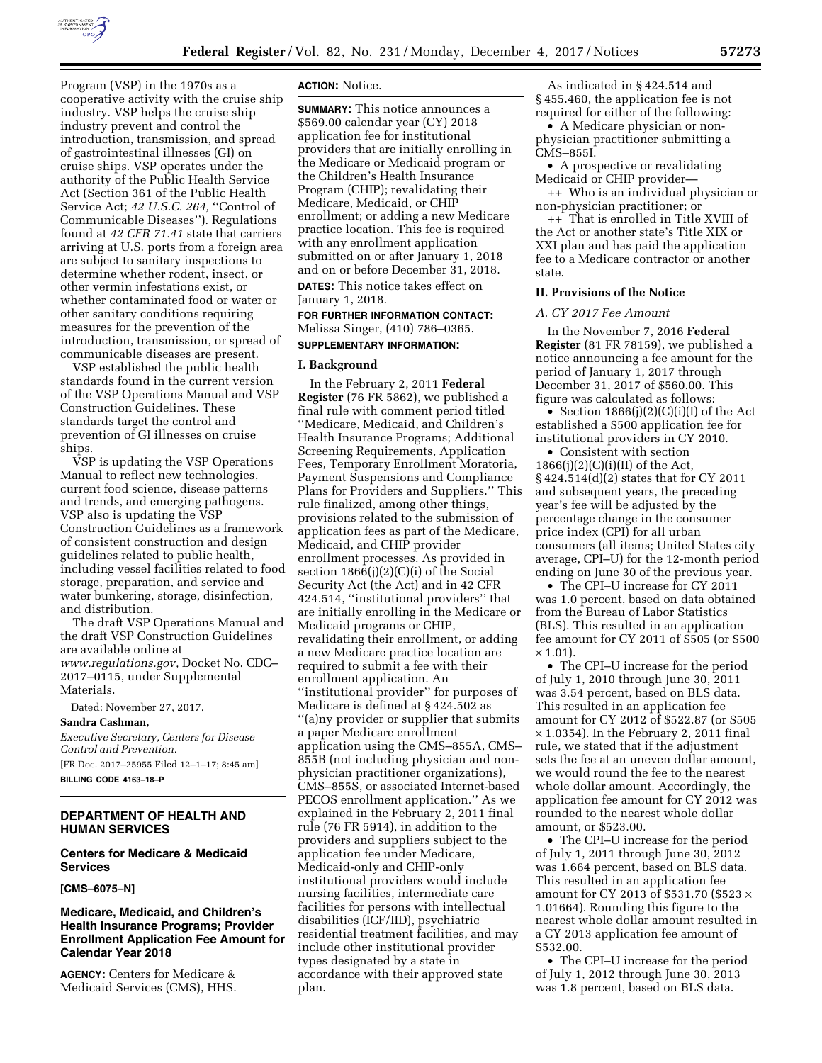Program (VSP) in the 1970s as a cooperative activity with the cruise ship industry. VSP helps the cruise ship industry prevent and control the introduction, transmission, and spread of gastrointestinal illnesses (GI) on cruise ships. VSP operates under the authority of the Public Health Service Act (Section 361 of the Public Health Service Act; *42 U.S.C. 264,* ''Control of Communicable Diseases''). Regulations found at *42 CFR 71.41* state that carriers arriving at U.S. ports from a foreign area are subject to sanitary inspections to determine whether rodent, insect, or other vermin infestations exist, or whether contaminated food or water or other sanitary conditions requiring measures for the prevention of the introduction, transmission, or spread of communicable diseases are present.

VSP established the public health standards found in the current version of the VSP Operations Manual and VSP Construction Guidelines. These standards target the control and prevention of GI illnesses on cruise ships.

VSP is updating the VSP Operations Manual to reflect new technologies, current food science, disease patterns and trends, and emerging pathogens. VSP also is updating the VSP Construction Guidelines as a framework of consistent construction and design guidelines related to public health, including vessel facilities related to food storage, preparation, and service and water bunkering, storage, disinfection, and distribution.

The draft VSP Operations Manual and the draft VSP Construction Guidelines are available online at *www.regulations.gov,* Docket No. CDC–2017–0115, under Supplemental Materials.

Dated: November 27, 2017.

**Sandra Cashman,**

*Executive Secretary, Centers for Disease Control and Prevention.*

[FR Doc. 2017–25955 Filed 12–1–17; 8:45 am]

**BILLING CODE 4163–18–P**

## DEPARTMENT OF HEALTH AND HUMAN SERVICES

### Centers for Medicare & Medicaid Services

**[CMS–6075–N]**

### Medicare, Medicaid, and Children's Health Insurance Programs; Provider Enrollment Application Fee Amount for Calendar Year 2018

**AGENCY:** Centers for Medicare & Medicaid Services (CMS), HHS.

**ACTION:** Notice.

**SUMMARY:** This notice announces a $569.00 calendar year (CY) 2018 application fee for institutional providers that are initially enrolling in the Medicare or Medicaid program or the Children's Health Insurance Program (CHIP); revalidating their Medicare, Medicaid, or CHIP enrollment; or adding a new Medicare practice location. This fee is required with any enrollment application submitted on or after January 1, 2018 and on or before December 31, 2018.

**DATES:** This notice takes effect on January 1, 2018.

**FOR FURTHER INFORMATION CONTACT:** Melissa Singer, (410) 786–0365.

**SUPPLEMENTARY INFORMATION:**

#### I. Background

In the February 2, 2011 **Federal Register** (76 FR 5862), we published a final rule with comment period titled ''Medicare, Medicaid, and Children's Health Insurance Programs; Additional Screening Requirements, Application Fees, Temporary Enrollment Moratoria, Payment Suspensions and Compliance Plans for Providers and Suppliers.'' This rule finalized, among other things, provisions related to the submission of application fees as part of the Medicare, Medicaid, and CHIP provider enrollment processes. As provided in section 1866(j)(2)(C)(i) of the Social Security Act (the Act) and in 42 CFR 424.514, ''institutional providers'' that are initially enrolling in the Medicare or Medicaid programs or CHIP, revalidating their enrollment, or adding a new Medicare practice location are required to submit a fee with their enrollment application. An ''institutional provider'' for purposes of Medicare is defined at § 424.502 as ''(a)ny provider or supplier that submits a paper Medicare enrollment application using the CMS–855A, CMS–855B (not including physician and non-physician practitioner organizations), CMS–855S, or associated Internet-based PECOS enrollment application.'' As we explained in the February 2, 2011 final rule (76 FR 5914), in addition to the providers and suppliers subject to the application fee under Medicare, Medicaid-only and CHIP-only institutional providers would include nursing facilities, intermediate care facilities for persons with intellectual disabilities (ICF/IID), psychiatric residential treatment facilities, and may include other institutional provider types designated by a state in accordance with their approved state plan.

As indicated in § 424.514 and § 455.460, the application fee is not required for either of the following:

- A Medicare physician or non-physician practitioner submitting a CMS–855I.
- A prospective or revalidating Medicaid or CHIP provider—
  - Who is an individual physician or non-physician practitioner; or
  - That is enrolled in Title XVIII of the Act or another state's Title XIX or XXI plan and has paid the application fee to a Medicare contractor or another state.

#### II. Provisions of the Notice

##### *A. CY 2017 Fee Amount*

In the November 7, 2016 **Federal Register** (81 FR 78159), we published a notice announcing a fee amount for the period of January 1, 2017 through December 31, 2017 of $560.00. This figure was calculated as follows:

- Section 1866(j)(2)(C)(i)(I) of the Act established a $500 application fee for institutional providers in CY 2010.
- Consistent with section 1866(j)(2)(C)(i)(II) of the Act, § 424.514(d)(2) states that for CY 2011 and subsequent years, the preceding year's fee will be adjusted by the percentage change in the consumer price index (CPI) for all urban consumers (all items; United States city average, CPI–U) for the 12-month period ending on June 30 of the previous year.
- The CPI–U increase for CY 2011 was 1.0 percent, based on data obtained from the Bureau of Labor Statistics (BLS). This resulted in an application fee amount for CY 2011 of $505 (or $500 × 1.01).
- The CPI–U increase for the period of July 1, 2010 through June 30, 2011 was 3.54 percent, based on BLS data. This resulted in an application fee amount for CY 2012 of $522.87 (or $505 × 1.0354). In the February 2, 2011 final rule, we stated that if the adjustment sets the fee at an uneven dollar amount, we would round the fee to the nearest whole dollar amount. Accordingly, the application fee amount for CY 2012 was rounded to the nearest whole dollar amount, or $523.00.
- The CPI–U increase for the period of July 1, 2011 through June 30, 2012 was 1.664 percent, based on BLS data. This resulted in an application fee amount for CY 2013 of $531.70 ($523 × 1.01664). Rounding this figure to the nearest whole dollar amount resulted in a CY 2013 application fee amount of $532.00.
- The CPI–U increase for the period of July 1, 2012 through June 30, 2013 was 1.8 percent, based on BLS data.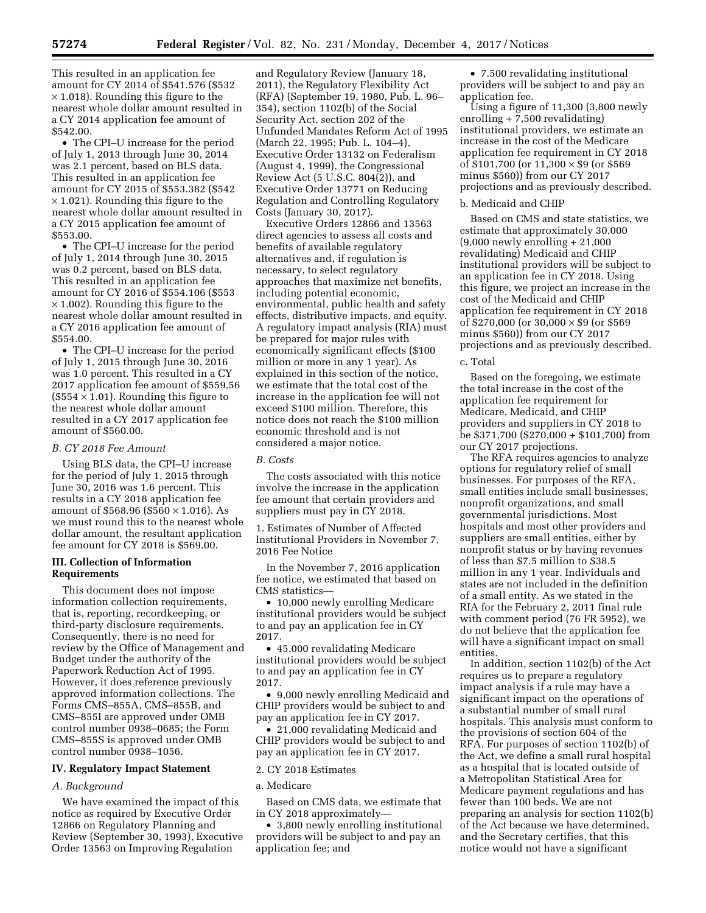This resulted in an application fee amount for CY 2014 of $541.576 ($532 × 1.018). Rounding this figure to the nearest whole dollar amount resulted in a CY 2014 application fee amount of $542.00.

- The CPI–U increase for the period of July 1, 2013 through June 30, 2014 was 2.1 percent, based on BLS data. This resulted in an application fee amount for CY 2015 of $553.382 ($542 × 1.021). Rounding this figure to the nearest whole dollar amount resulted in a CY 2015 application fee amount of $553.00.
- The CPI–U increase for the period of July 1, 2014 through June 30, 2015 was 0.2 percent, based on BLS data. This resulted in an application fee amount for CY 2016 of $554.106 ($553 × 1.002). Rounding this figure to the nearest whole dollar amount resulted in a CY 2016 application fee amount of $554.00.
- The CPI–U increase for the period of July 1, 2015 through June 30, 2016 was 1.0 percent. This resulted in a CY 2017 application fee amount of $559.56 ($554 × 1.01). Rounding this figure to the nearest whole dollar amount resulted in a CY 2017 application fee amount of $560.00.

### *B. CY 2018 Fee Amount*

Using BLS data, the CPI–U increase for the period of July 1, 2015 through June 30, 2016 was 1.6 percent. This results in a CY 2018 application fee amount of $568.96 ($560 × 1.016). As we must round this to the nearest whole dollar amount, the resultant application fee amount for CY 2018 is $569.00.

## III. Collection of Information Requirements

This document does not impose information collection requirements, that is, reporting, recordkeeping, or third-party disclosure requirements. Consequently, there is no need for review by the Office of Management and Budget under the authority of the Paperwork Reduction Act of 1995. However, it does reference previously approved information collections. The Forms CMS–855A, CMS–855B, and CMS–855I are approved under OMB control number 0938–0685; the Form CMS–855S is approved under OMB control number 0938–1056.

## IV. Regulatory Impact Statement

### *A. Background*

We have examined the impact of this notice as required by Executive Order 12866 on Regulatory Planning and Review (September 30, 1993), Executive Order 13563 on Improving Regulation and Regulatory Review (January 18, 2011), the Regulatory Flexibility Act (RFA) (September 19, 1980, Pub. L. 96–354), section 1102(b) of the Social Security Act, section 202 of the Unfunded Mandates Reform Act of 1995 (March 22, 1995; Pub. L. 104–4), Executive Order 13132 on Federalism (August 4, 1999), the Congressional Review Act (5 U.S.C. 804(2)), and Executive Order 13771 on Reducing Regulation and Controlling Regulatory Costs (January 30, 2017).

Executive Orders 12866 and 13563 direct agencies to assess all costs and benefits of available regulatory alternatives and, if regulation is necessary, to select regulatory approaches that maximize net benefits, including potential economic, environmental, public health and safety effects, distributive impacts, and equity. A regulatory impact analysis (RIA) must be prepared for major rules with economically significant effects ($100 million or more in any 1 year). As explained in this section of the notice, we estimate that the total cost of the increase in the application fee will not exceed $100 million. Therefore, this notice does not reach the $100 million economic threshold and is not considered a major notice.

### *B. Costs*

The costs associated with this notice involve the increase in the application fee amount that certain providers and suppliers must pay in CY 2018.

1. Estimates of Number of Affected Institutional Providers in November 7, 2016 Fee Notice

In the November 7, 2016 application fee notice, we estimated that based on CMS statistics—

- 10,000 newly enrolling Medicare institutional providers would be subject to and pay an application fee in CY 2017.
- 45,000 revalidating Medicare institutional providers would be subject to and pay an application fee in CY 2017.
- 9,000 newly enrolling Medicaid and CHIP providers would be subject to and pay an application fee in CY 2017.
- 21,000 revalidating Medicaid and CHIP providers would be subject to and pay an application fee in CY 2017.

2. CY 2018 Estimates

a. Medicare

Based on CMS data, we estimate that in CY 2018 approximately—

- 3,800 newly enrolling institutional providers will be subject to and pay an application fee; and
- 7.500 revalidating institutional providers will be subject to and pay an application fee.

Using a figure of 11,300 (3,800 newly enrolling + 7,500 revalidating) institutional providers, we estimate an increase in the cost of the Medicare application fee requirement in CY 2018 of $101,700 (or 11,300 × $9 (or $569 minus $560)) from our CY 2017 projections and as previously described.

b. Medicaid and CHIP

Based on CMS and state statistics, we estimate that approximately 30,000 (9,000 newly enrolling + 21,000 revalidating) Medicaid and CHIP institutional providers will be subject to an application fee in CY 2018. Using this figure, we project an increase in the cost of the Medicaid and CHIP application fee requirement in CY 2018 of $270,000 (or 30,000 × $9 (or $569 minus $560)) from our CY 2017 projections and as previously described.

c. Total

Based on the foregoing, we estimate the total increase in the cost of the application fee requirement for Medicare, Medicaid, and CHIP providers and suppliers in CY 2018 to be $371,700 ($270,000 + $101,700) from our CY 2017 projections.

The RFA requires agencies to analyze options for regulatory relief of small businesses. For purposes of the RFA, small entities include small businesses, nonprofit organizations, and small governmental jurisdictions. Most hospitals and most other providers and suppliers are small entities, either by nonprofit status or by having revenues of less than $7.5 million to $38.5 million in any 1 year. Individuals and states are not included in the definition of a small entity. As we stated in the RIA for the February 2, 2011 final rule with comment period (76 FR 5952), we do not believe that the application fee will have a significant impact on small entities.

In addition, section 1102(b) of the Act requires us to prepare a regulatory impact analysis if a rule may have a significant impact on the operations of a substantial number of small rural hospitals. This analysis must conform to the provisions of section 604 of the RFA. For purposes of section 1102(b) of the Act, we define a small rural hospital as a hospital that is located outside of a Metropolitan Statistical Area for Medicare payment regulations and has fewer than 100 beds. We are not preparing an analysis for section 1102(b) of the Act because we have determined, and the Secretary certifies, that this notice would not have a significant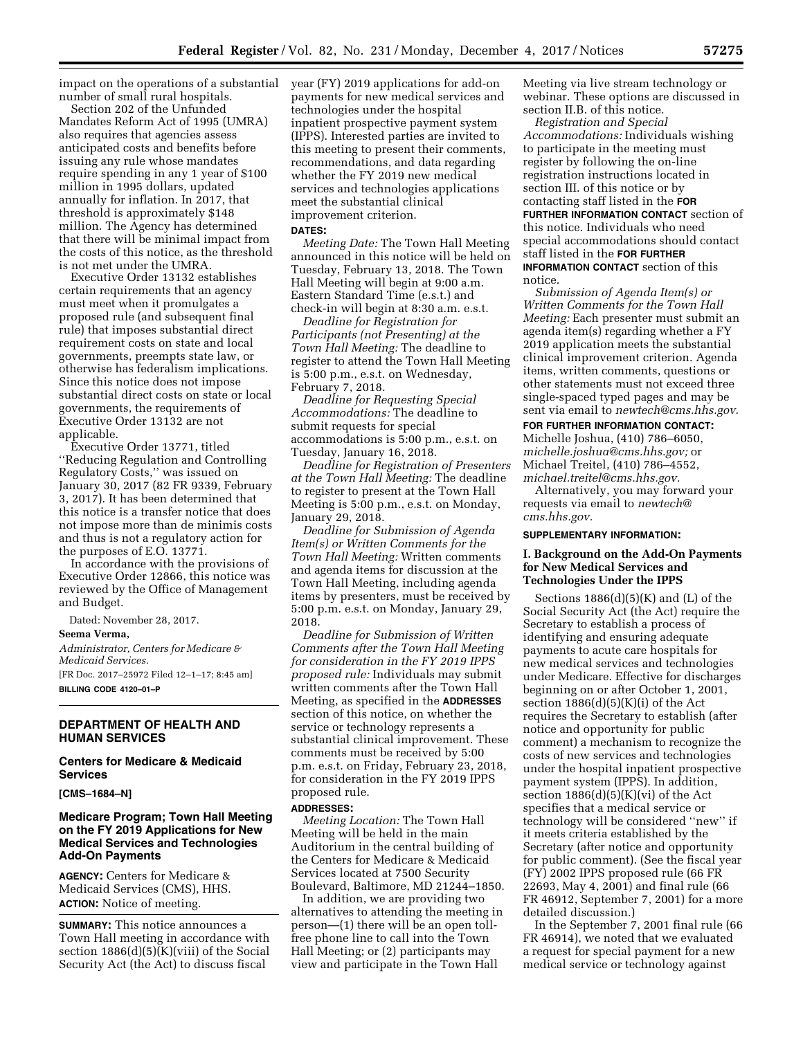impact on the operations of a substantial number of small rural hospitals.

Section 202 of the Unfunded Mandates Reform Act of 1995 (UMRA) also requires that agencies assess anticipated costs and benefits before issuing any rule whose mandates require spending in any 1 year of $100 million in 1995 dollars, updated annually for inflation. In 2017, that threshold is approximately $148 million. The Agency has determined that there will be minimal impact from the costs of this notice, as the threshold is not met under the UMRA.

Executive Order 13132 establishes certain requirements that an agency must meet when it promulgates a proposed rule (and subsequent final rule) that imposes substantial direct requirement costs on state and local governments, preempts state law, or otherwise has federalism implications. Since this notice does not impose substantial direct costs on state or local governments, the requirements of Executive Order 13132 are not applicable.

Executive Order 13771, titled ''Reducing Regulation and Controlling Regulatory Costs,'' was issued on January 30, 2017 (82 FR 9339, February 3, 2017). It has been determined that this notice is a transfer notice that does not impose more than de minimis costs and thus is not a regulatory action for the purposes of E.O. 13771.

In accordance with the provisions of Executive Order 12866, this notice was reviewed by the Office of Management and Budget.

Dated: November 28, 2017.

**Seema Verma,**

*Administrator, Centers for Medicare & Medicaid Services.*

[FR Doc. 2017–25972 Filed 12–1–17; 8:45 am]

**BILLING CODE 4120–01–P**

---

## DEPARTMENT OF HEALTH AND HUMAN SERVICES

### Centers for Medicare & Medicaid Services

**[CMS–1684–N]**

### Medicare Program; Town Hall Meeting on the FY 2019 Applications for New Medical Services and Technologies Add-On Payments

**AGENCY:** Centers for Medicare & Medicaid Services (CMS), HHS.

**ACTION:** Notice of meeting.

**SUMMARY:** This notice announces a Town Hall meeting in accordance with section 1886(d)(5)(K)(viii) of the Social Security Act (the Act) to discuss fiscal year (FY) 2019 applications for add-on payments for new medical services and technologies under the hospital inpatient prospective payment system (IPPS). Interested parties are invited to this meeting to present their comments, recommendations, and data regarding whether the FY 2019 new medical services and technologies applications meet the substantial clinical improvement criterion.

**DATES:**

*Meeting Date:* The Town Hall Meeting announced in this notice will be held on Tuesday, February 13, 2018. The Town Hall Meeting will begin at 9:00 a.m. Eastern Standard Time (e.s.t.) and check-in will begin at 8:30 a.m. e.s.t.

*Deadline for Registration for Participants (not Presenting) at the Town Hall Meeting:* The deadline to register to attend the Town Hall Meeting is 5:00 p.m., e.s.t. on Wednesday, February 7, 2018.

*Deadline for Requesting Special Accommodations:* The deadline to submit requests for special accommodations is 5:00 p.m., e.s.t. on Tuesday, January 16, 2018.

*Deadline for Registration of Presenters at the Town Hall Meeting:* The deadline to register to present at the Town Hall Meeting is 5:00 p.m., e.s.t. on Monday, January 29, 2018.

*Deadline for Submission of Agenda Item(s) or Written Comments for the Town Hall Meeting:* Written comments and agenda items for discussion at the Town Hall Meeting, including agenda items by presenters, must be received by 5:00 p.m. e.s.t. on Monday, January 29, 2018.

*Deadline for Submission of Written Comments after the Town Hall Meeting for consideration in the FY 2019 IPPS proposed rule:* Individuals may submit written comments after the Town Hall Meeting, as specified in the **ADDRESSES** section of this notice, on whether the service or technology represents a substantial clinical improvement. These comments must be received by 5:00 p.m. e.s.t. on Friday, February 23, 2018, for consideration in the FY 2019 IPPS proposed rule.

**ADDRESSES:**

*Meeting Location:* The Town Hall Meeting will be held in the main Auditorium in the central building of the Centers for Medicare & Medicaid Services located at 7500 Security Boulevard, Baltimore, MD 21244–1850.

In addition, we are providing two alternatives to attending the meeting in person—(1) there will be an open toll-free phone line to call into the Town Hall Meeting; or (2) participants may view and participate in the Town Hall Meeting via live stream technology or webinar. These options are discussed in section II.B. of this notice.

*Registration and Special Accommodations:* Individuals wishing to participate in the meeting must register by following the on-line registration instructions located in section III. of this notice or by contacting staff listed in the **FOR FURTHER INFORMATION CONTACT** section of this notice. Individuals who need special accommodations should contact staff listed in the **FOR FURTHER INFORMATION CONTACT** section of this notice.

*Submission of Agenda Item(s) or Written Comments for the Town Hall Meeting:* Each presenter must submit an agenda item(s) regarding whether a FY 2019 application meets the substantial clinical improvement criterion. Agenda items, written comments, questions or other statements must not exceed three single-spaced typed pages and may be sent via email to *newtech@cms.hhs.gov*.

**FOR FURTHER INFORMATION CONTACT:** Michelle Joshua, (410) 786–6050, *michelle.joshua@cms.hhs.gov;* or Michael Treitel, (410) 786–4552, *michael.treitel@cms.hhs.gov.*

Alternatively, you may forward your requests via email to *newtech@cms.hhs.gov.*

**SUPPLEMENTARY INFORMATION:**

#### I. Background on the Add-On Payments for New Medical Services and Technologies Under the IPPS

Sections 1886(d)(5)(K) and (L) of the Social Security Act (the Act) require the Secretary to establish a process of identifying and ensuring adequate payments to acute care hospitals for new medical services and technologies under Medicare. Effective for discharges beginning on or after October 1, 2001, section 1886(d)(5)(K)(i) of the Act requires the Secretary to establish (after notice and opportunity for public comment) a mechanism to recognize the costs of new services and technologies under the hospital inpatient prospective payment system (IPPS). In addition, section 1886(d)(5)(K)(vi) of the Act specifies that a medical service or technology will be considered ''new'' if it meets criteria established by the Secretary (after notice and opportunity for public comment). (See the fiscal year (FY) 2002 IPPS proposed rule (66 FR 22693, May 4, 2001) and final rule (66 FR 46912, September 7, 2001) for a more detailed discussion.)

In the September 7, 2001 final rule (66 FR 46914), we noted that we evaluated a request for special payment for a new medical service or technology against